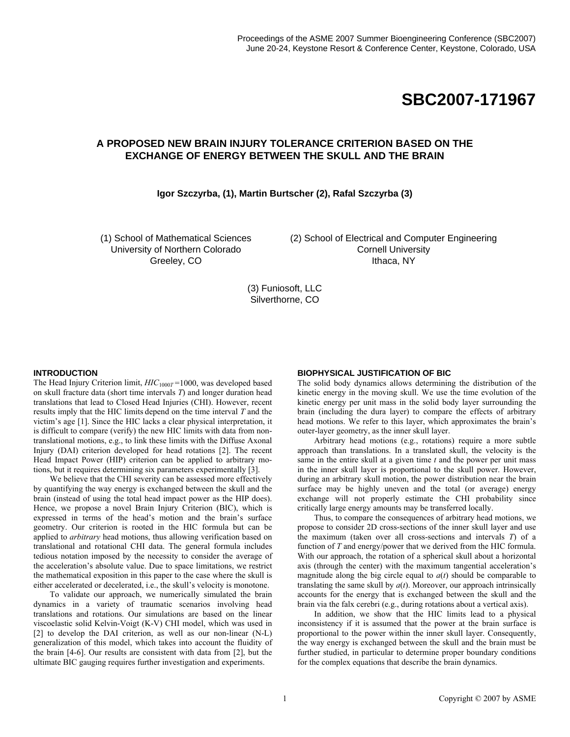# SBC2007-171967

## A PROPOSED NEW BRAIN INJURY TOLERANCE CRITERION BASED ON THE EXCHANGE OF ENERGY BETWEEN THE SKULL AND THE BRAIN

**Igor Szczyrba, (1), Martin Burtscher (2), Rafal Szczyrba (3)**

(1) School of Mathematical Sciences
University of Northern Colorado
Greeley, CO

(2) School of Electrical and Computer Engineering
Cornell University
Ithaca, NY

(3) Funiosoft, LLC
Silverthorne, CO

### INTRODUCTION

The Head Injury Criterion limit, $HIC_{1000T}$ =1000, was developed based on skull fracture data (short time intervals $T$) and longer duration head translations that lead to Closed Head Injuries (CHI). However, recent results imply that the HIC limits depend on the time interval $T$ and the victim's age [1]. Since the HIC lacks a clear physical interpretation, it is difficult to compare (verify) the new HIC limits with data from non-translational motions, e.g., to link these limits with the Diffuse Axonal Injury (DAI) criterion developed for head rotations [2]. The recent Head Impact Power (HIP) criterion can be applied to arbitrary motions, but it requires determining six parameters experimentally [3].

We believe that the CHI severity can be assessed more effectively by quantifying the way energy is exchanged between the skull and the brain (instead of using the total head impact power as the HIP does). Hence, we propose a novel Brain Injury Criterion (BIC), which is expressed in terms of the head's motion and the brain's surface geometry. Our criterion is rooted in the HIC formula but can be applied to *arbitrary* head motions, thus allowing verification based on translational and rotational CHI data. The general formula includes tedious notation imposed by the necessity to consider the average of the acceleration's absolute value. Due to space limitations, we restrict the mathematical exposition in this paper to the case where the skull is either accelerated or decelerated, i.e., the skull's velocity is monotone.

To validate our approach, we numerically simulated the brain dynamics in a variety of traumatic scenarios involving head translations and rotations. Our simulations are based on the linear viscoelastic solid Kelvin-Voigt (K-V) CHI model, which was used in [2] to develop the DAI criterion, as well as our non-linear (N-L) generalization of this model, which takes into account the fluidity of the brain [4-6]. Our results are consistent with data from [2], but the ultimate BIC gauging requires further investigation and experiments.

### BIOPHYSICAL JUSTIFICATION OF BIC

The solid body dynamics allows determining the distribution of the kinetic energy in the moving skull. We use the time evolution of the kinetic energy per unit mass in the solid body layer surrounding the brain (including the dura layer) to compare the effects of arbitrary head motions. We refer to this layer, which approximates the brain's outer-layer geometry, as the inner skull layer.

Arbitrary head motions (e.g., rotations) require a more subtle approach than translations. In a translated skull, the velocity is the same in the entire skull at a given time $t$ and the power per unit mass in the inner skull layer is proportional to the skull power. However, during an arbitrary skull motion, the power distribution near the brain surface may be highly uneven and the total (or average) energy exchange will not properly estimate the CHI probability since critically large energy amounts may be transferred locally.

Thus, to compare the consequences of arbitrary head motions, we propose to consider 2D cross-sections of the inner skull layer and use the maximum (taken over all cross-sections and intervals $T$) of a function of $T$ and energy/power that we derived from the HIC formula. With our approach, the rotation of a spherical skull about a horizontal axis (through the center) with the maximum tangential acceleration's magnitude along the big circle equal to $a(t)$ should be comparable to translating the same skull by $a(t)$. Moreover, our approach intrinsically accounts for the energy that is exchanged between the skull and the brain via the falx cerebri (e.g., during rotations about a vertical axis).

In addition, we show that the HIC limits lead to a physical inconsistency if it is assumed that the power at the brain surface is proportional to the power within the inner skull layer. Consequently, the way energy is exchanged between the skull and the brain must be further studied, in particular to determine proper boundary conditions for the complex equations that describe the brain dynamics.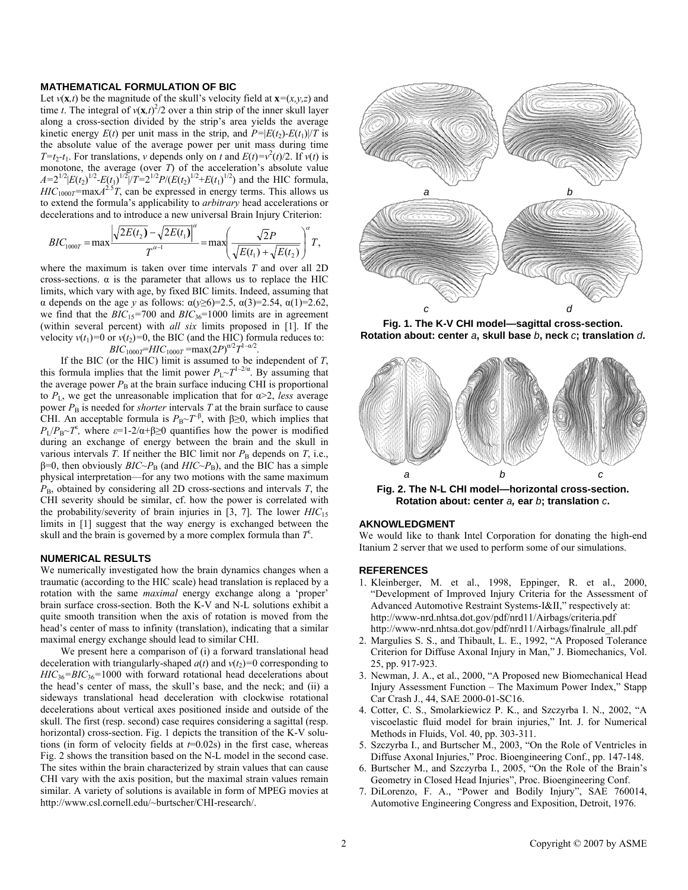## MATHEMATICAL FORMULATION OF BIC

Let $v(\mathbf{x},t)$ be the magnitude of the skull's velocity field at $\mathbf{x}=(x,y,z)$ and time $t$. The integral of $v(\mathbf{x},t)^2/2$ over a thin strip of the inner skull layer along a cross-section divided by the strip's area yields the average kinetic energy $E(t)$ per unit mass in the strip, and $P=|E(t_2)-E(t_1)|/T$ is the absolute value of the average power per unit mass during time $T=t_2-t_1$. For translations, $v$ depends only on $t$ and $E(t)=v^2(t)/2$. If $v(t)$ is monotone, the average (over $T$) of the acceleration's absolute value $A=2^{1/2}|E(t_2)^{1/2}-E(t_1)^{1/2}|/T=2^{1/2}P/(E(t_2)^{1/2}+E(t_1)^{1/2})$ and the HIC formula, $HIC_{1000T}=\max A^{2.5}T$, can be expressed in energy terms. This allows us to extend the formula's applicability to *arbitrary* head accelerations or decelerations and to introduce a new universal Brain Injury Criterion:

$$BIC_{1000T} = \max \frac{\left|\sqrt{2E(t_2)} - \sqrt{2E(t_1)}\right|^{\alpha}}{T^{\alpha-1}} = \max\left(\frac{\sqrt{2}P}{\sqrt{E(t_1)}+\sqrt{E(t_2)}}\right)^{\alpha} T,$$

where the maximum is taken over time intervals $T$ and over all 2D cross-sections. $\alpha$ is the parameter that allows us to replace the HIC limits, which vary with age, by fixed BIC limits. Indeed, assuming that $\alpha$ depends on the age $y$ as follows: $\alpha(y\geq 6)=2.5$, $\alpha(3)=2.54$, $\alpha(1)=2.62$, we find that the $BIC_{15}=700$ and $BIC_{36}=1000$ limits are in agreement (within several percent) with *all six* limits proposed in [1]. If the velocity $v(t_1)=0$ or $v(t_2)=0$, the BIC (and the HIC) formula reduces to:

$$BIC_{1000T}=HIC_{1000T}=\max(2P)^{\alpha/2}T^{1-\alpha/2}.$$

If the BIC (or the HIC) limit is assumed to be independent of $T$, this formula implies that the limit power $P_L \sim T^{1-2/\alpha}$. By assuming that the average power $P_B$ at the brain surface inducing CHI is proportional to $P_L$, we get the unreasonable implication that for $\alpha>2$, *less* average power $P_B$ is needed for *shorter* intervals $T$ at the brain surface to cause CHI. An acceptable formula is $P_B \sim T^{-\beta}$, with $\beta\geq 0$, which implies that $P_L/P_B \sim T^{\varepsilon}$, where $\varepsilon=1-2/\alpha+\beta\geq 0$ quantifies how the power is modified during an exchange of energy between the brain and the skull in various intervals $T$. If neither the BIC limit nor $P_B$ depends on $T$, i.e., $\beta=0$, then obviously $BIC\sim P_B$ (and $HIC\sim P_B$), and the BIC has a simple physical interpretation—for any two motions with the same maximum $P_B$, obtained by considering all 2D cross-sections and intervals $T$, the CHI severity should be similar, cf. how the power is correlated with the probability/severity of brain injuries in [3, 7]. The lower $HIC_{15}$ limits in [1] suggest that the way energy is exchanged between the skull and the brain is governed by a more complex formula than $T^{\varepsilon}$.

## NUMERICAL RESULTS

We numerically investigated how the brain dynamics changes when a traumatic (according to the HIC scale) head translation is replaced by a rotation with the same *maximal* energy exchange along a 'proper' brain surface cross-section. Both the K-V and N-L solutions exhibit a quite smooth transition when the axis of rotation is moved from the head's center of mass to infinity (translation), indicating that a similar maximal energy exchange should lead to similar CHI.

We present here a comparison of (i) a forward translational head deceleration with triangularly-shaped $a(t)$ and $v(t_2)=0$ corresponding to $HIC_{36}=BIC_{36}=1000$ with forward rotational head decelerations about the head's center of mass, the skull's base, and the neck; and (ii) a sideways translational head deceleration with clockwise rotational decelerations about vertical axes positioned inside and outside of the skull. The first (resp. second) case requires considering a sagittal (resp. horizontal) cross-section. Fig. 1 depicts the transition of the K-V solutions (in form of velocity fields at $t$=0.02s) in the first case, whereas Fig. 2 shows the transition based on the N-L model in the second case. The sites within the brain characterized by strain values that can cause CHI vary with the axis position, but the maximal strain values remain similar. A variety of solutions is available in form of MPEG movies at http://www.csl.cornell.edu/~burtscher/CHI-research/.

a b c d

**Fig. 1. The K-V CHI model—sagittal cross-section. Rotation about: center *a*, skull base *b*, neck *c*; translation *d*.**

a b c

**Fig. 2. The N-L CHI model—horizontal cross-section. Rotation about: center *a*, ear *b*; translation *c*.**

## AKNOWLEDGMENT

We would like to thank Intel Corporation for donating the high-end Itanium 2 server that we used to perform some of our simulations.

## REFERENCES

1. Kleinberger, M. et al., 1998, Eppinger, R. et al., 2000, "Development of Improved Injury Criteria for the Assessment of Advanced Automotive Restraint Systems-I&II," respectively at: http://www-nrd.nhtsa.dot.gov/pdf/nrd11/Airbags/criteria.pdf http://www-nrd.nhtsa.dot.gov/pdf/nrd11/Airbags/finalrule_all.pdf
2. Margulies S. S., and Thibault, L. E., 1992, "A Proposed Tolerance Criterion for Diffuse Axonal Injury in Man," J. Biomechanics, Vol. 25, pp. 917-923.
3. Newman, J. A., et al., 2000, "A Proposed new Biomechanical Head Injury Assessment Function – The Maximum Power Index," Stapp Car Crash J., 44, SAE 2000-01-SC16.
4. Cotter, C. S., Smolarkiewicz P. K., and Szczyrba I. N., 2002, "A viscoelastic fluid model for brain injuries," Int. J. for Numerical Methods in Fluids, Vol. 40, pp. 303-311.
5. Szczyrba I., and Burtscher M., 2003, "On the Role of Ventricles in Diffuse Axonal Injuries," Proc. Bioengineering Conf., pp. 147-148.
6. Burtscher M., and Szczyrba I., 2005, "On the Role of the Brain's Geometry in Closed Head Injuries", Proc. Bioengineering Conf.
7. DiLorenzo, F. A., "Power and Bodily Injury", SAE 760014, Automotive Engineering Congress and Exposition, Detroit, 1976.